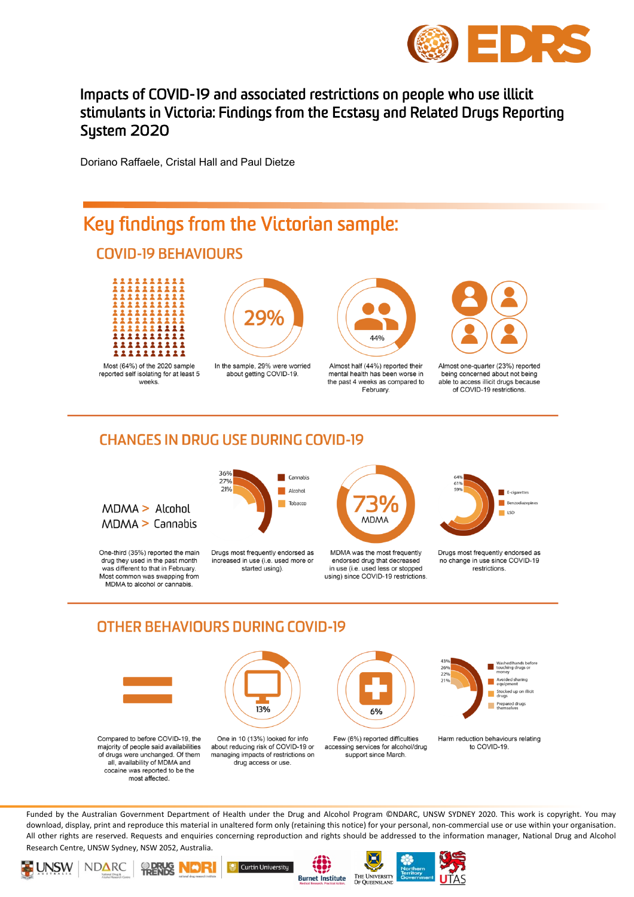# Impacts of COVID-19 and associated restrictions on people who use illicit stimulants in Victoria: Findings from the Ecstasy and Related Drugs Reporting System 2020

Doriano Raffaele, Cristal Hall and Paul Dietze

## Key findings from the Victorian sample:

### COVID-19 BEHAVIOURS

Most (64%) of the 2020 sample reported self isolating for at least 5 weeks.

29%

In the sample, 29% were worried about getting COVID-19.

44%

Almost half (44%) reported their mental health has been worse in the past 4 weeks as compared to February.

Almost one-quarter (23%) reported being concerned about not being able to access illicit drugs because of COVID-19 restrictions.

### CHANGES IN DRUG USE DURING COVID-19

MDMA > Alcohol
MDMA > Cannabis

One-third (35%) reported the main drug they used in the past month was different to that in February. Most common was swapping from MDMA to alcohol or cannabis.

36% Cannabis
27% Alcohol
21% Tobacco

Drugs most frequently endorsed as increased in use (i.e. used more or started using).

73% MDMA

MDMA was the most frequently endorsed drug that decreased in use (i.e. used less or stopped using) since COVID-19 restrictions.

64% E-cigarettes
61% Benzodiazepines
59% LSD

Drugs most frequently endorsed as no change in use since COVID-19 restrictions.

### OTHER BEHAVIOURS DURING COVID-19

Compared to before COVID-19, the majority of people said availabilities of drugs were unchanged. Of them all, availability of MDMA and cocaine was reported to be the most affected.

13%

One in 10 (13%) looked for info about reducing risk of COVID-19 or managing impacts of restrictions on drug access or use.

6%

Few (6%) reported difficulties accessing services for alcohol/drug support since March.

43% Washed hands before touching drugs or money
26% Avoided sharing equipment
22% Stocked up on illicit drugs
21% Prepared drugs themselves

Harm reduction behaviours relating to COVID-19.

---

Funded by the Australian Government Department of Health under the Drug and Alcohol Program ©NDARC, UNSW SYDNEY 2020. This work is copyright. You may download, display, print and reproduce this material in unaltered form only (retaining this notice) for your personal, non-commercial use or use within your organisation. All other rights are reserved. Requests and enquiries concerning reproduction and rights should be addressed to the information manager, National Drug and Alcohol Research Centre, UNSW Sydney, NSW 2052, Australia.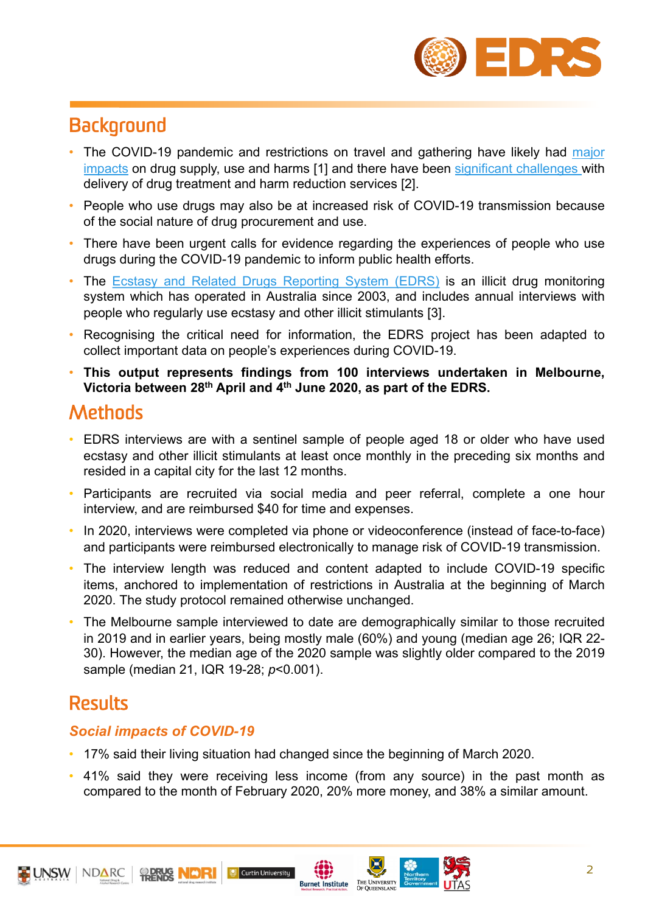## Background

- The COVID-19 pandemic and restrictions on travel and gathering have likely had major impacts on drug supply, use and harms [1] and there have been significant challenges with delivery of drug treatment and harm reduction services [2].
- People who use drugs may also be at increased risk of COVID-19 transmission because of the social nature of drug procurement and use.
- There have been urgent calls for evidence regarding the experiences of people who use drugs during the COVID-19 pandemic to inform public health efforts.
- The Ecstasy and Related Drugs Reporting System (EDRS) is an illicit drug monitoring system which has operated in Australia since 2003, and includes annual interviews with people who regularly use ecstasy and other illicit stimulants [3].
- Recognising the critical need for information, the EDRS project has been adapted to collect important data on people's experiences during COVID-19.
- **This output represents findings from 100 interviews undertaken in Melbourne, Victoria between 28th April and 4th June 2020, as part of the EDRS.**

## Methods

- EDRS interviews are with a sentinel sample of people aged 18 or older who have used ecstasy and other illicit stimulants at least once monthly in the preceding six months and resided in a capital city for the last 12 months.
- Participants are recruited via social media and peer referral, complete a one hour interview, and are reimbursed $40 for time and expenses.
- In 2020, interviews were completed via phone or videoconference (instead of face-to-face) and participants were reimbursed electronically to manage risk of COVID-19 transmission.
- The interview length was reduced and content adapted to include COVID-19 specific items, anchored to implementation of restrictions in Australia at the beginning of March 2020. The study protocol remained otherwise unchanged.
- The Melbourne sample interviewed to date are demographically similar to those recruited in 2019 and in earlier years, being mostly male (60%) and young (median age 26; IQR 22-30). However, the median age of the 2020 sample was slightly older compared to the 2019 sample (median 21, IQR 19-28; $p<0.001$).

## Results

### *Social impacts of COVID-19*

- 17% said their living situation had changed since the beginning of March 2020.
- 41% said they were receiving less income (from any source) in the past month as compared to the month of February 2020, 20% more money, and 38% a similar amount.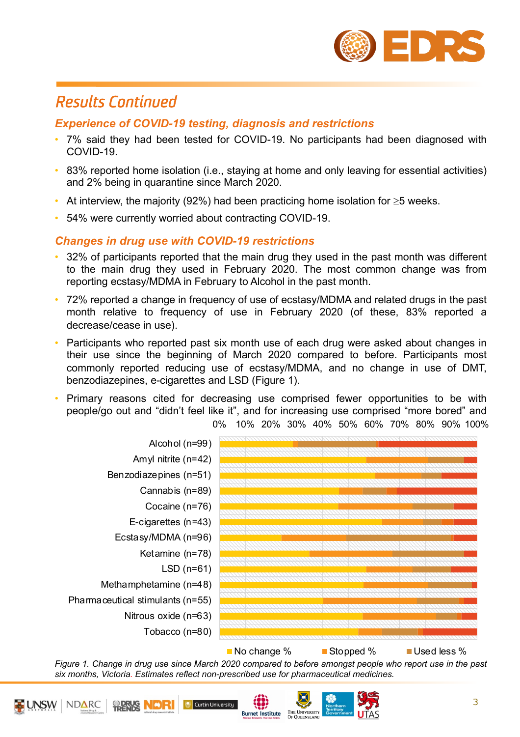## Results Continued

### Experience of COVID-19 testing, diagnosis and restrictions

- 7% said they had been tested for COVID-19. No participants had been diagnosed with COVID-19.
- 83% reported home isolation (i.e., staying at home and only leaving for essential activities) and 2% being in quarantine since March 2020.
- At interview, the majority (92%) had been practicing home isolation for ≥5 weeks.
- 54% were currently worried about contracting COVID-19.

### Changes in drug use with COVID-19 restrictions

- 32% of participants reported that the main drug they used in the past month was different to the main drug they used in February 2020. The most common change was from reporting ecstasy/MDMA in February to Alcohol in the past month.
- 72% reported a change in frequency of use of ecstasy/MDMA and related drugs in the past month relative to frequency of use in February 2020 (of these, 83% reported a decrease/cease in use).
- Participants who reported past six month use of each drug were asked about changes in their use since the beginning of March 2020 compared to before. Participants most commonly reported reducing use of ecstasy/MDMA, and no change in use of DMT, benzodiazepines, e-cigarettes and LSD (Figure 1).
- Primary reasons cited for decreasing use comprised fewer opportunities to be with people/go out and "didn't feel like it", and for increasing use comprised "more bored" and

0% 10% 20% 30% 40% 50% 60% 70% 80% 90% 100%

Alcohol (n=99)
Amyl nitrite (n=42)
Benzodiazepines (n=51)
Cannabis (n=89)
Cocaine (n=76)
E-cigarettes (n=43)
Ecstasy/MDMA (n=96)
Ketamine (n=78)
LSD (n=61)
Methamphetamine (n=48)
Pharmaceutical stimulants (n=55)
Nitrous oxide (n=63)
Tobacco (n=80)

No change % Stopped % Used less %

*Figure 1. Change in drug use since March 2020 compared to before amongst people who report use in the past six months, Victoria. Estimates reflect non-prescribed use for pharmaceutical medicines.*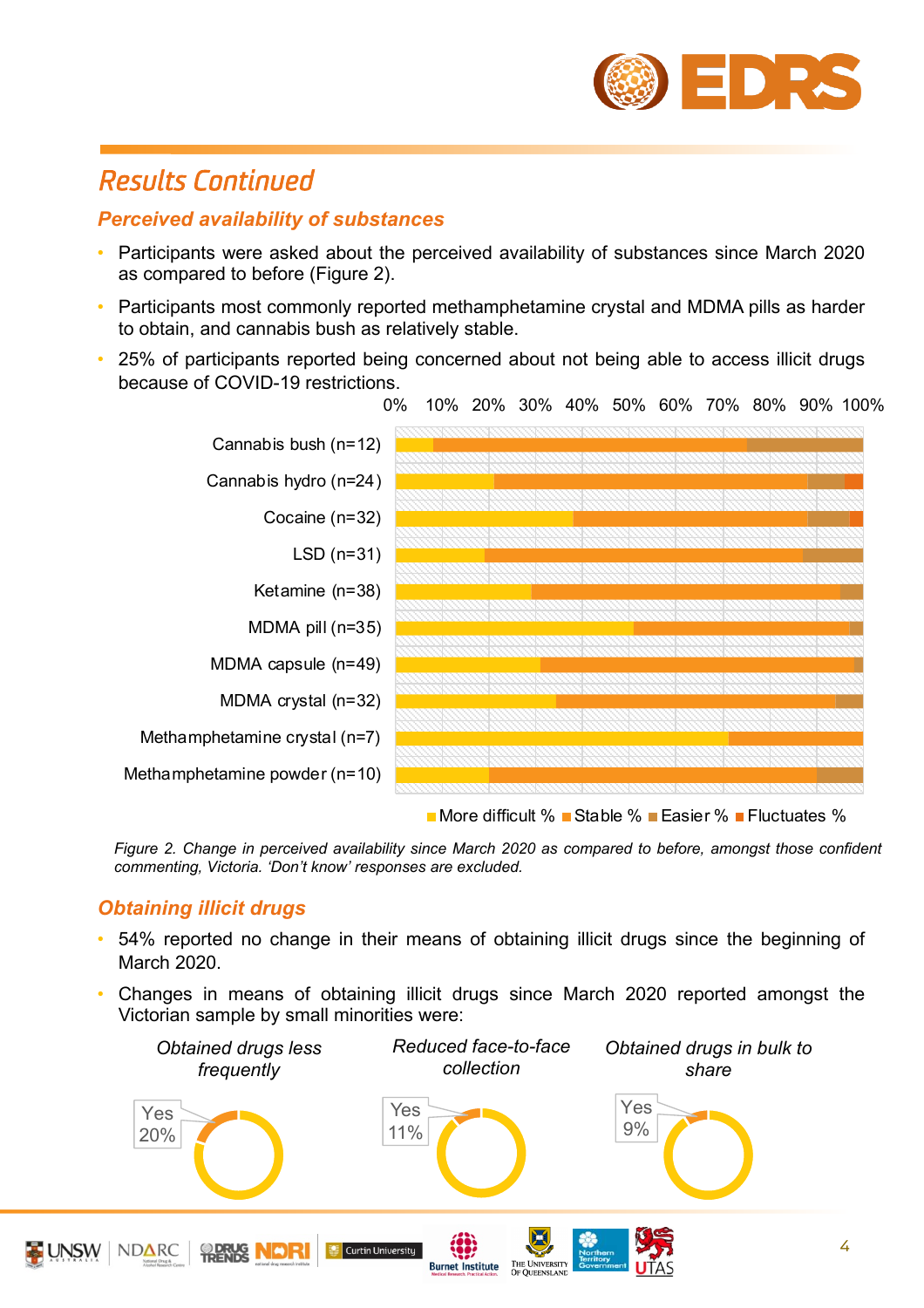## Results Continued

### Perceived availability of substances

- Participants were asked about the perceived availability of substances since March 2020 as compared to before (Figure 2).
- Participants most commonly reported methamphetamine crystal and MDMA pills as harder to obtain, and cannabis bush as relatively stable.
- 25% of participants reported being concerned about not being able to access illicit drugs because of COVID-19 restrictions.

Figure 2. Change in perceived availability since March 2020 as compared to before, amongst those confident commenting, Victoria. 'Don't know' responses are excluded.

### Obtaining illicit drugs

- 54% reported no change in their means of obtaining illicit drugs since the beginning of March 2020.
- Changes in means of obtaining illicit drugs since March 2020 reported amongst the Victorian sample by small minorities were:

| Obtained drugs less frequently | Reduced face-to-face collection | Obtained drugs in bulk to share |
|---|---|---|
| Yes 20% | Yes 11% | Yes 9% |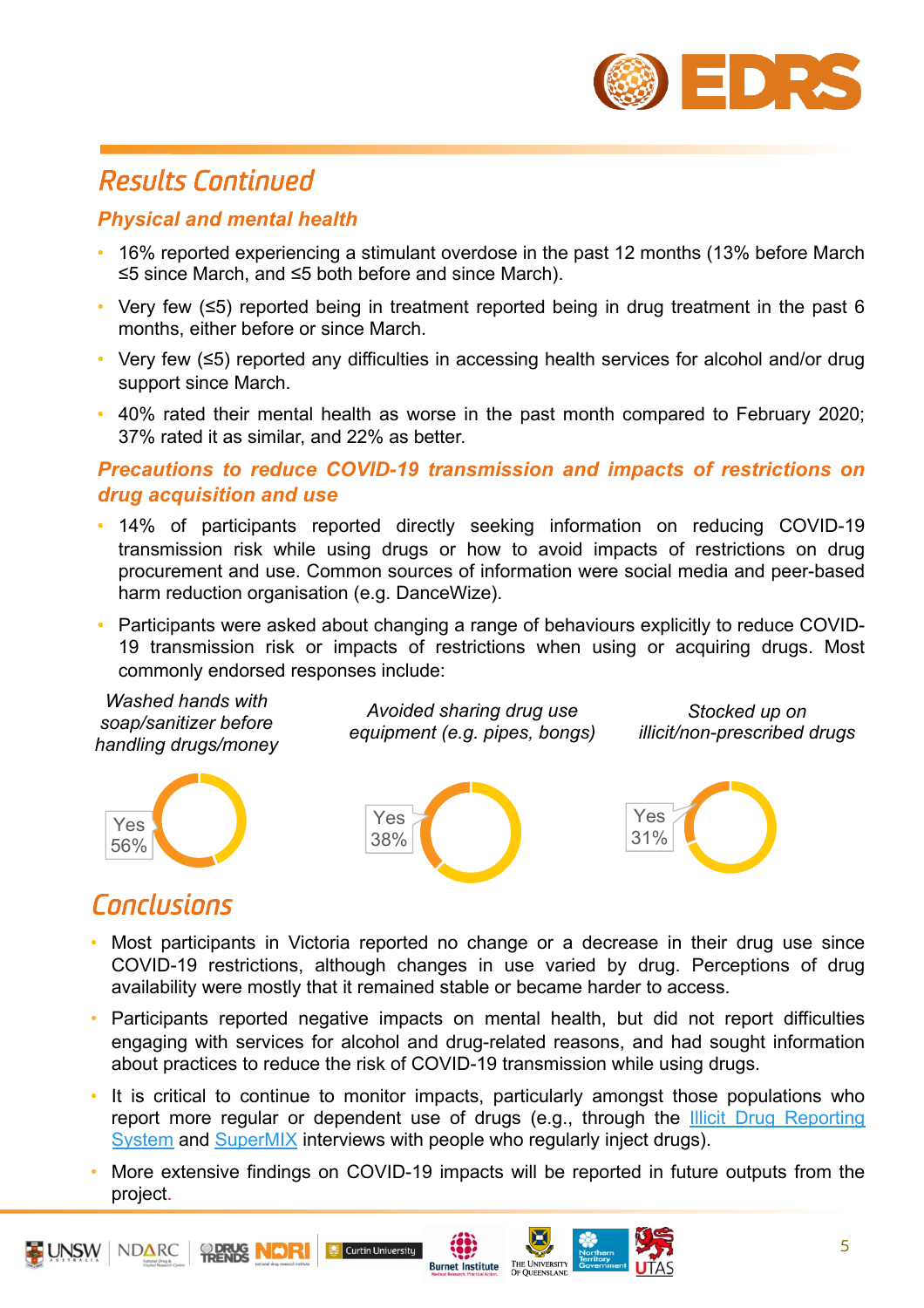## Results Continued

### Physical and mental health

- 16% reported experiencing a stimulant overdose in the past 12 months (13% before March ≤5 since March, and ≤5 both before and since March).
- Very few (≤5) reported being in treatment reported being in drug treatment in the past 6 months, either before or since March.
- Very few (≤5) reported any difficulties in accessing health services for alcohol and/or drug support since March.
- 40% rated their mental health as worse in the past month compared to February 2020; 37% rated it as similar, and 22% as better.

### Precautions to reduce COVID-19 transmission and impacts of restrictions on drug acquisition and use

- 14% of participants reported directly seeking information on reducing COVID-19 transmission risk while using drugs or how to avoid impacts of restrictions on drug procurement and use. Common sources of information were social media and peer-based harm reduction organisation (e.g. DanceWize).
- Participants were asked about changing a range of behaviours explicitly to reduce COVID-19 transmission risk or impacts of restrictions when using or acquiring drugs. Most commonly endorsed responses include:

| *Washed hands with soap/sanitizer before handling drugs/money* | *Avoided sharing drug use equipment (e.g. pipes, bongs)* | *Stocked up on illicit/non-prescribed drugs* |
|---|---|---|
| Yes 56% | Yes 38% | Yes 31% |

## Conclusions

- Most participants in Victoria reported no change or a decrease in their drug use since COVID-19 restrictions, although changes in use varied by drug. Perceptions of drug availability were mostly that it remained stable or became harder to access.
- Participants reported negative impacts on mental health, but did not report difficulties engaging with services for alcohol and drug-related reasons, and had sought information about practices to reduce the risk of COVID-19 transmission while using drugs.
- It is critical to continue to monitor impacts, particularly amongst those populations who report more regular or dependent use of drugs (e.g., through the Illicit Drug Reporting System and SuperMIX interviews with people who regularly inject drugs).
- More extensive findings on COVID-19 impacts will be reported in future outputs from the project.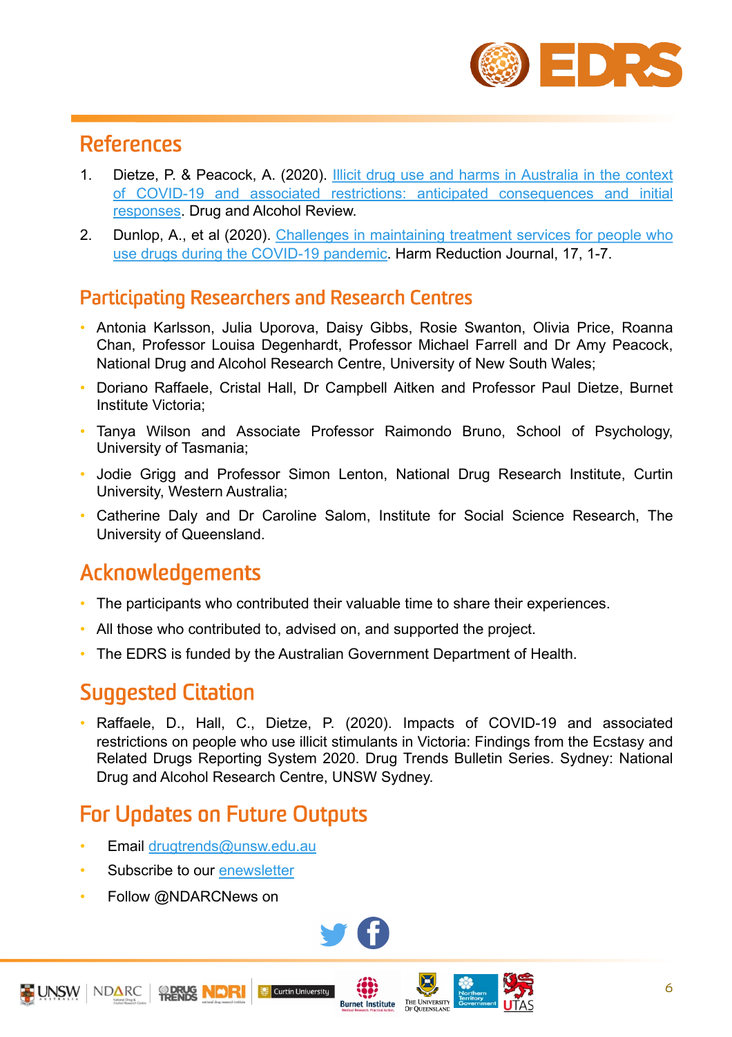## References

1. Dietze, P. & Peacock, A. (2020). [Illicit drug use and harms in Australia in the context of COVID-19 and associated restrictions: anticipated consequences and initial responses](). Drug and Alcohol Review.
2. Dunlop, A., et al (2020). [Challenges in maintaining treatment services for people who use drugs during the COVID-19 pandemic](). Harm Reduction Journal, 17, 1-7.

## Participating Researchers and Research Centres

- Antonia Karlsson, Julia Uporova, Daisy Gibbs, Rosie Swanton, Olivia Price, Roanna Chan, Professor Louisa Degenhardt, Professor Michael Farrell and Dr Amy Peacock, National Drug and Alcohol Research Centre, University of New South Wales;
- Doriano Raffaele, Cristal Hall, Dr Campbell Aitken and Professor Paul Dietze, Burnet Institute Victoria;
- Tanya Wilson and Associate Professor Raimondo Bruno, School of Psychology, University of Tasmania;
- Jodie Grigg and Professor Simon Lenton, National Drug Research Institute, Curtin University, Western Australia;
- Catherine Daly and Dr Caroline Salom, Institute for Social Science Research, The University of Queensland.

## Acknowledgements

- The participants who contributed their valuable time to share their experiences.
- All those who contributed to, advised on, and supported the project.
- The EDRS is funded by the Australian Government Department of Health.

## Suggested Citation

- Raffaele, D., Hall, C., Dietze, P. (2020). Impacts of COVID-19 and associated restrictions on people who use illicit stimulants in Victoria: Findings from the Ecstasy and Related Drugs Reporting System 2020. Drug Trends Bulletin Series. Sydney: National Drug and Alcohol Research Centre, UNSW Sydney.

## For Updates on Future Outputs

- Email [drugtrends@unsw.edu.au]()
- Subscribe to our [enewsletter]()
- Follow @NDARCNews on